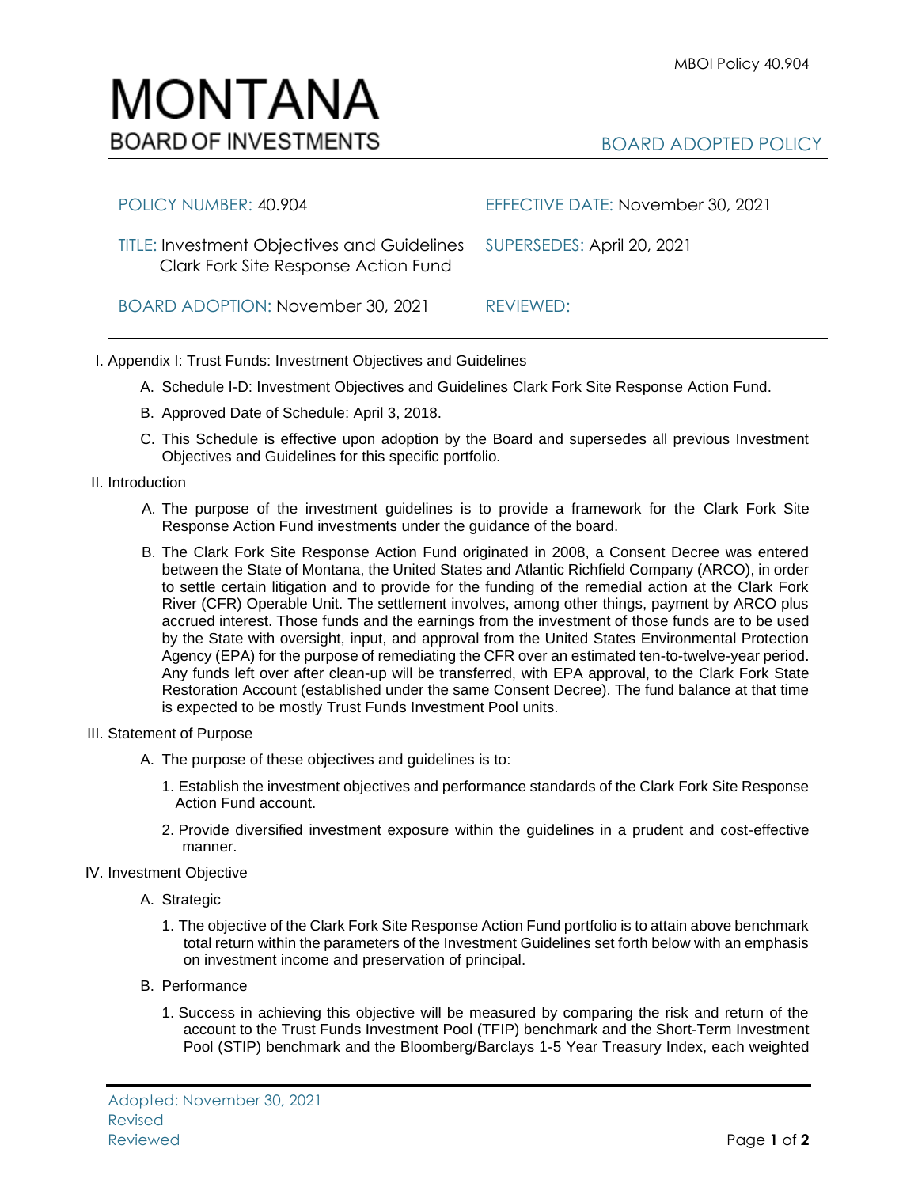# MONTANA
## BOARD OF INVESTMENTS

MBOI Policy 40.904

BOARD ADOPTED POLICY

| | |
|---|---|
| POLICY NUMBER: 40.904 | EFFECTIVE DATE: November 30, 2021 |
| TITLE: Investment Objectives and Guidelines Clark Fork Site Response Action Fund | SUPERSEDES: April 20, 2021 |
| BOARD ADOPTION: November 30, 2021 | REVIEWED: |

I. Appendix I: Trust Funds: Investment Objectives and Guidelines

A. Schedule I-D: Investment Objectives and Guidelines Clark Fork Site Response Action Fund.

B. Approved Date of Schedule: April 3, 2018.

C. This Schedule is effective upon adoption by the Board and supersedes all previous Investment Objectives and Guidelines for this specific portfolio.

II. Introduction

A. The purpose of the investment guidelines is to provide a framework for the Clark Fork Site Response Action Fund investments under the guidance of the board.

B. The Clark Fork Site Response Action Fund originated in 2008, a Consent Decree was entered between the State of Montana, the United States and Atlantic Richfield Company (ARCO), in order to settle certain litigation and to provide for the funding of the remedial action at the Clark Fork River (CFR) Operable Unit. The settlement involves, among other things, payment by ARCO plus accrued interest. Those funds and the earnings from the investment of those funds are to be used by the State with oversight, input, and approval from the United States Environmental Protection Agency (EPA) for the purpose of remediating the CFR over an estimated ten-to-twelve-year period. Any funds left over after clean-up will be transferred, with EPA approval, to the Clark Fork State Restoration Account (established under the same Consent Decree). The fund balance at that time is expected to be mostly Trust Funds Investment Pool units.

III. Statement of Purpose

A. The purpose of these objectives and guidelines is to:

1. Establish the investment objectives and performance standards of the Clark Fork Site Response Action Fund account.

2. Provide diversified investment exposure within the guidelines in a prudent and cost-effective manner.

IV. Investment Objective

A. Strategic

1. The objective of the Clark Fork Site Response Action Fund portfolio is to attain above benchmark total return within the parameters of the Investment Guidelines set forth below with an emphasis on investment income and preservation of principal.

B. Performance

1. Success in achieving this objective will be measured by comparing the risk and return of the account to the Trust Funds Investment Pool (TFIP) benchmark and the Short-Term Investment Pool (STIP) benchmark and the Bloomberg/Barclays 1-5 Year Treasury Index, each weighted

Adopted: November 30, 2021
Revised
Reviewed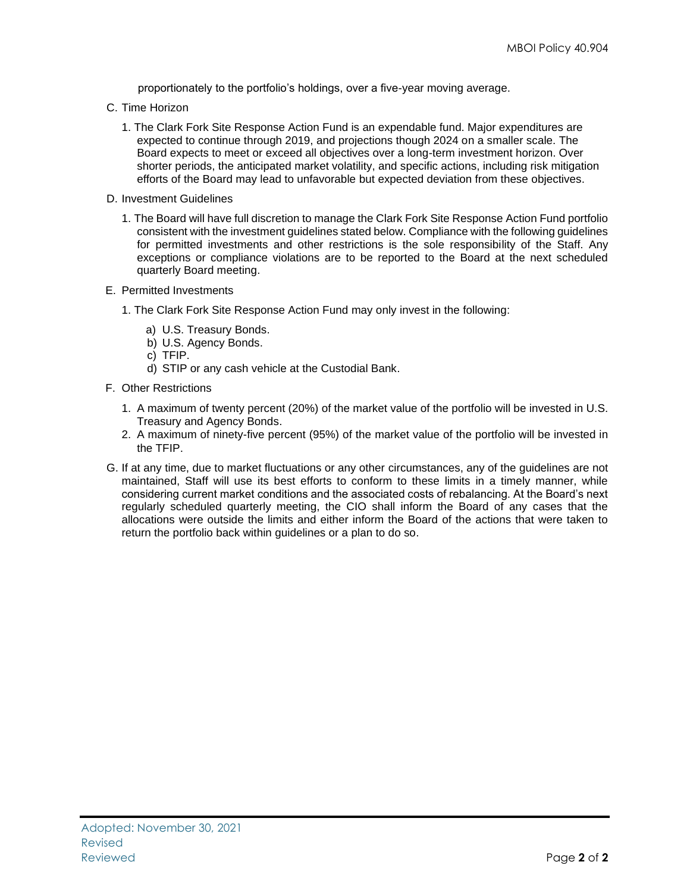proportionately to the portfolio's holdings, over a five-year moving average.

C. Time Horizon

1. The Clark Fork Site Response Action Fund is an expendable fund. Major expenditures are expected to continue through 2019, and projections though 2024 on a smaller scale. The Board expects to meet or exceed all objectives over a long-term investment horizon. Over shorter periods, the anticipated market volatility, and specific actions, including risk mitigation efforts of the Board may lead to unfavorable but expected deviation from these objectives.

D. Investment Guidelines

1. The Board will have full discretion to manage the Clark Fork Site Response Action Fund portfolio consistent with the investment guidelines stated below. Compliance with the following guidelines for permitted investments and other restrictions is the sole responsibility of the Staff. Any exceptions or compliance violations are to be reported to the Board at the next scheduled quarterly Board meeting.

E. Permitted Investments

1. The Clark Fork Site Response Action Fund may only invest in the following:

   a) U.S. Treasury Bonds.
   b) U.S. Agency Bonds.
   c) TFIP.
   d) STIP or any cash vehicle at the Custodial Bank.

F. Other Restrictions

1. A maximum of twenty percent (20%) of the market value of the portfolio will be invested in U.S. Treasury and Agency Bonds.
2. A maximum of ninety-five percent (95%) of the market value of the portfolio will be invested in the TFIP.

G. If at any time, due to market fluctuations or any other circumstances, any of the guidelines are not maintained, Staff will use its best efforts to conform to these limits in a timely manner, while considering current market conditions and the associated costs of rebalancing. At the Board's next regularly scheduled quarterly meeting, the CIO shall inform the Board of any cases that the allocations were outside the limits and either inform the Board of the actions that were taken to return the portfolio back within guidelines or a plan to do so.

Adopted: November 30, 2021
Revised
Reviewed